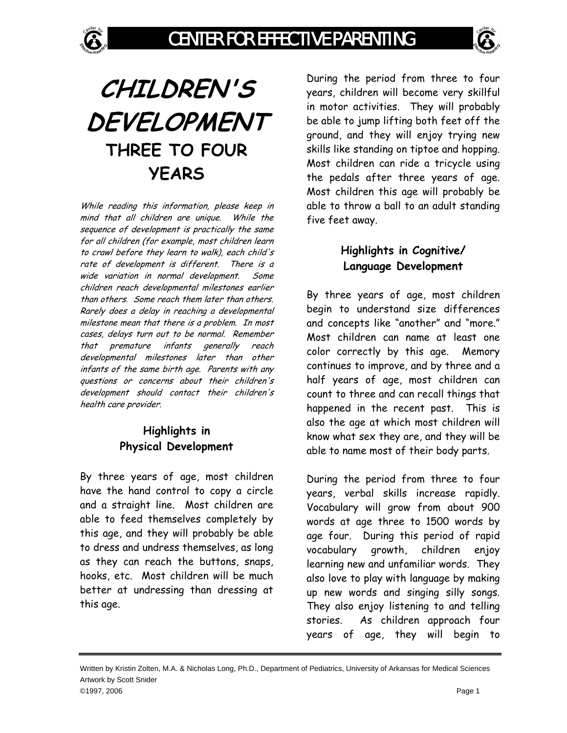# CHILDREN'S DEVELOPMENT

## THREE TO FOUR YEARS

*While reading this information, please keep in mind that all children are unique. While the sequence of development is practically the same for all children (for example, most children learn to crawl before they learn to walk), each child's rate of development is different. There is a wide variation in normal development. Some children reach developmental milestones earlier than others. Some reach them later than others. Rarely does a delay in reaching a developmental milestone mean that there is a problem. In most cases, delays turn out to be normal. Remember that premature infants generally reach developmental milestones later than other infants of the same birth age. Parents with any questions or concerns about their children's development should contact their children's health care provider.*

### Highlights in Physical Development

By three years of age, most children have the hand control to copy a circle and a straight line. Most children are able to feed themselves completely by this age, and they will probably be able to dress and undress themselves, as long as they can reach the buttons, snaps, hooks, etc. Most children will be much better at undressing than dressing at this age.

During the period from three to four years, children will become very skillful in motor activities. They will probably be able to jump lifting both feet off the ground, and they will enjoy trying new skills like standing on tiptoe and hopping. Most children can ride a tricycle using the pedals after three years of age. Most children this age will probably be able to throw a ball to an adult standing five feet away.

### Highlights in Cognitive/ Language Development

By three years of age, most children begin to understand size differences and concepts like "another" and "more." Most children can name at least one color correctly by this age. Memory continues to improve, and by three and a half years of age, most children can count to three and can recall things that happened in the recent past. This is also the age at which most children will know what sex they are, and they will be able to name most of their body parts.

During the period from three to four years, verbal skills increase rapidly. Vocabulary will grow from about 900 words at age three to 1500 words by age four. During this period of rapid vocabulary growth, children enjoy learning new and unfamiliar words. They also love to play with language by making up new words and singing silly songs. They also enjoy listening to and telling stories. As children approach four years of age, they will begin to

Written by Kristin Zolten, M.A. & Nicholas Long, Ph.D., Department of Pediatrics, University of Arkansas for Medical Sciences
Artwork by Scott Snider
©1997, 2006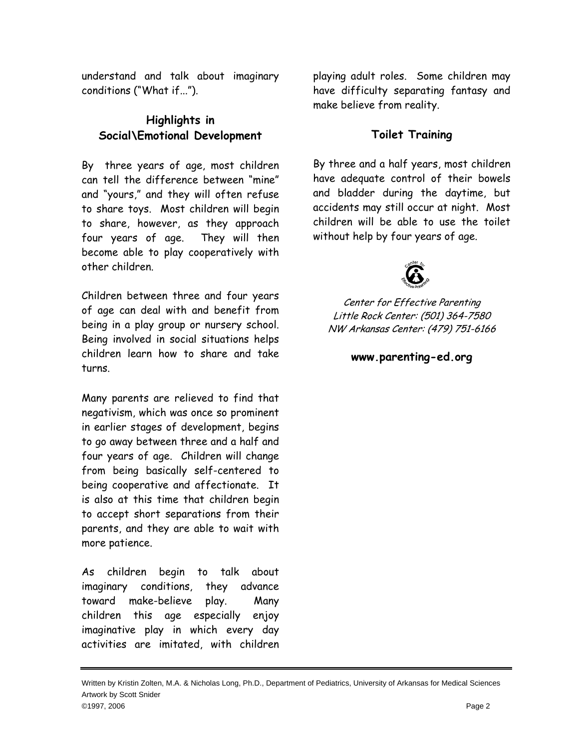understand and talk about imaginary conditions ("What if...").

## Highlights in Social\Emotional Development

By three years of age, most children can tell the difference between "mine" and "yours," and they will often refuse to share toys. Most children will begin to share, however, as they approach four years of age. They will then become able to play cooperatively with other children.

Children between three and four years of age can deal with and benefit from being in a play group or nursery school. Being involved in social situations helps children learn how to share and take turns.

Many parents are relieved to find that negativism, which was once so prominent in earlier stages of development, begins to go away between three and a half and four years of age. Children will change from being basically self-centered to being cooperative and affectionate. It is also at this time that children begin to accept short separations from their parents, and they are able to wait with more patience.

As children begin to talk about imaginary conditions, they advance toward make-believe play. Many children this age especially enjoy imaginative play in which every day activities are imitated, with children playing adult roles. Some children may have difficulty separating fantasy and make believe from reality.

## Toilet Training

By three and a half years, most children have adequate control of their bowels and bladder during the daytime, but accidents may still occur at night. Most children will be able to use the toilet without help by four years of age.

*Center for Effective Parenting*
*Little Rock Center: (501) 364-7580*
*NW Arkansas Center: (479) 751-6166*

**www.parenting-ed.org**

Written by Kristin Zolten, M.A. & Nicholas Long, Ph.D., Department of Pediatrics, University of Arkansas for Medical Sciences
Artwork by Scott Snider
©1997, 2006